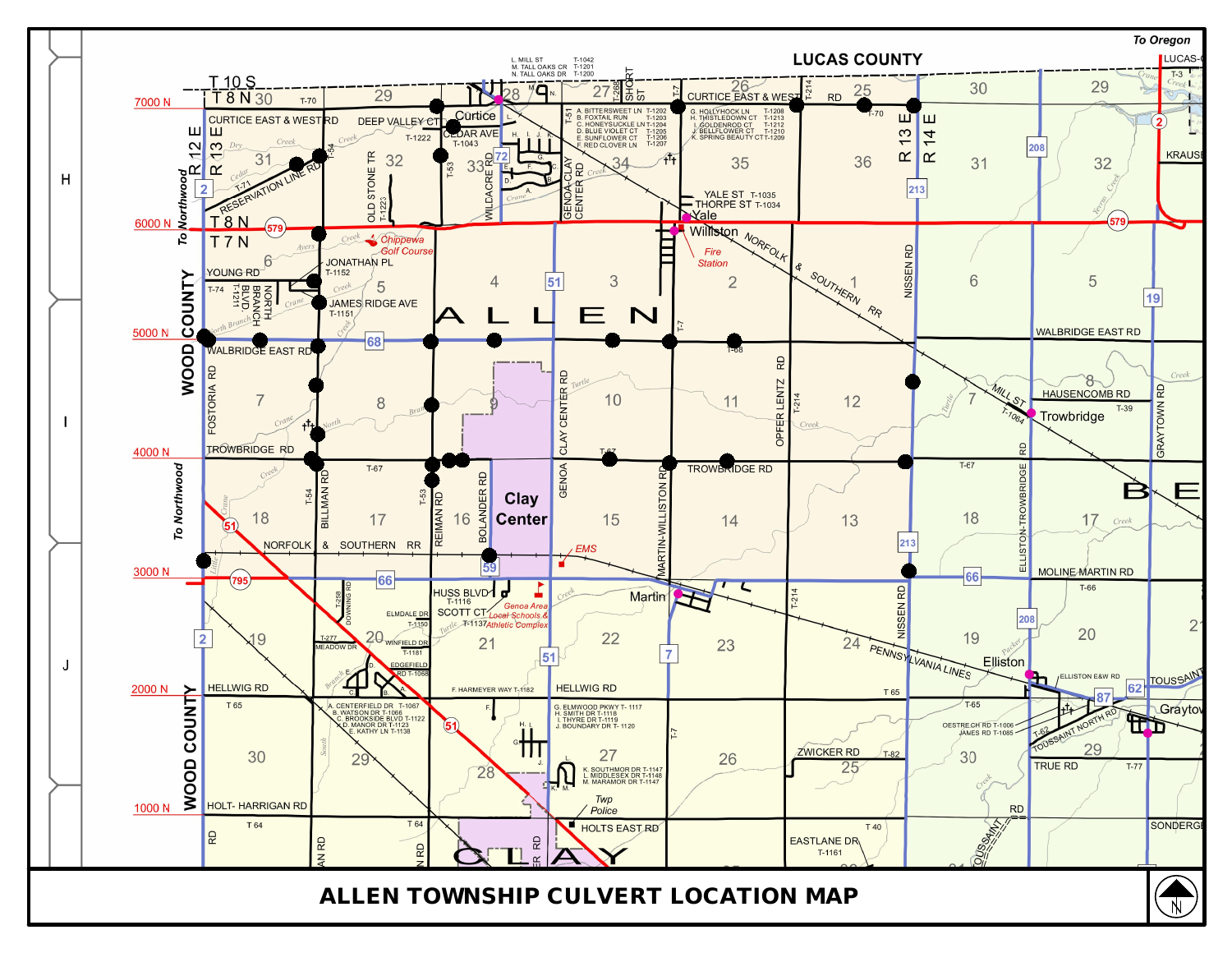# ALLEN TOWNSHIP CULVERT LOCATION MAP

LUCAS COUNTY

WOOD COUNTY

To Oregon

To Northwood

T 10 S
T 8 N
T 7 N

R 12 E
R 13 E
R 14 E

7000 N
6000 N
5000 N
4000 N
3000 N
2000 N
1000 N

L. MILL ST T-1042
M. TALL OAKS CR T-1201
N. TALL OAKS DR T-1200

A. BITTERSWEET LN T-1202
B. FOXTAIL RUN T-1203
C. HONEYSUCKLE LN T-1204
D. BLUE VIOLET CT T-1205
E. SUNFLOWER CT T-1206
F. RED CLOVER LN T-1207

G. HOLLYHOCK LN T-1208
H. THISTLEDOWN CT T-1213
I. GOLDENROD CT T-1212
J. BELLFLOWER CT T-1210
K. SPRING BEAUTY CT T-1209

YALE ST T-1035
THORPE ST T-1034

JONATHAN PL T-1152
JAMES RIDGE AVE T-1151

HUSS BLVD T-1116
SCOTT CT T-1137
ELMDALE DR T-1150
WINFIELD DR T-1181
EDGEFIELD RD T-1068
F. HARMEYER WAY T-1182

A. CENTERFIELD DR T-1067
B. WATSON DR T-1066
C. BROOKSIDE BLVD T-1122
D. MANOR DR T-1123
E. KATHY LN T-1138

G. ELMWOOD PKWY T-1117
H. SMITH DR T-1118
I. THYRE DR T-1119
J. BOUNDARY DR T-1120

K. SOUTHMOR DR T-1146
L. MIDDLESEX DR T-1148
M. MARAMOR DR T-1147

OESTREICH RD T-1006
JAMES RD T-1085

EASTLANE DR T-1161

Curtice
Yale
Williston
Clay Center
Martin
Trowbridge
Elliston
Graytown

Chippewa Golf Course
Fire Station
EMS
Genoa Area Local Schools & Athletic Complex
Twp Police

CURTICE EAST & WEST RD
DEEP VALLEY CT T-1222
CEDAR AVE T-1043
RESERVATION LINE RD
YOUNG RD
WALBRIDGE EAST RD
TROWBRIDGE RD
HAUSENCOMB RD
MOLINE MARTIN RD
HELLWIG RD
HOLT- HARRIGAN RD
HOLTS EAST RD
ZWICKER RD
TRUE RD
TOUSSAINT NORTH RD
ELLISTON E&W RD
KRAUSE
SONDERGE
NORFOLK & SOUTHERN RR
PENNSYLVANIA LINES

OLD STONE TR T-1223
WILDACRE RD
GENOA-CLAY CENTER RD
SHORT ST
NORTH BRANCH BLVD T-1211
FOSTORIA RD
BILLMAN RD
REIMAN RD
BOLANDER RD
CLAY CENTER RD
MARTIN-WILLISTON RD
OPFER LENTZ RD
NISSEN RD
ELLISTON-TROWBRIDGE RD
GRAYTOWN RD
DOWNING RD
MEADOW DR

ALLEN

CLAY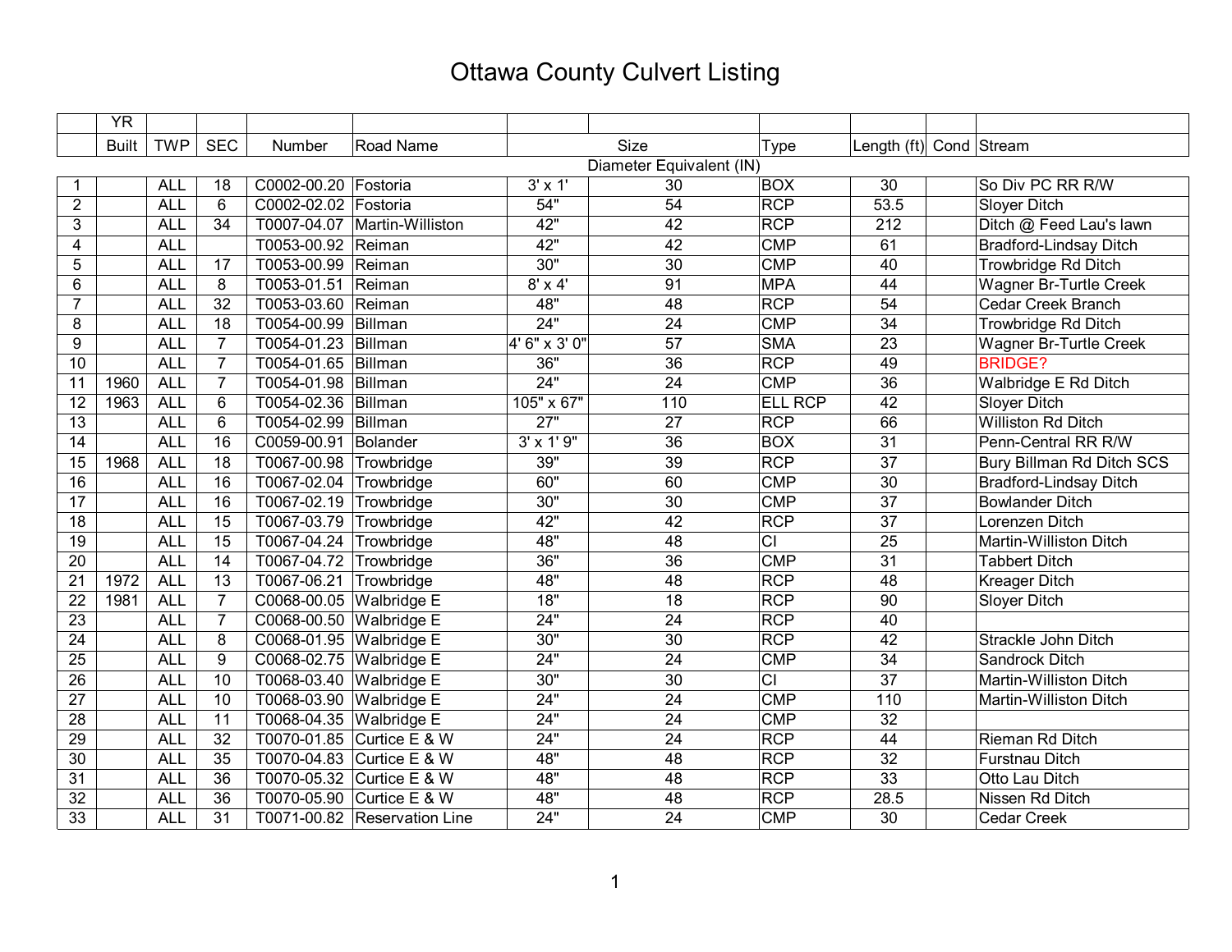# Ottawa County Culvert Listing

| | YR Built | TWP | SEC | Number | Road Name | Size | Diameter Equivalent (IN) | Type | Length (ft) | Cond | Stream |
|---|---|---|---|---|---|---|---|---|---|---|---|
| 1 | | ALL | 18 | C0002-00.20 | Fostoria | 3' x 1' | 30 | BOX | 30 | | So Div PC RR R/W |
| 2 | | ALL | 6 | C0002-02.02 | Fostoria | 54" | 54 | RCP | 53.5 | | Sloyer Ditch |
| 3 | | ALL | 34 | T0007-04.07 | Martin-Williston | 42" | 42 | RCP | 212 | | Ditch @ Feed Lau's lawn |
| 4 | | ALL | | T0053-00.92 | Reiman | 42" | 42 | CMP | 61 | | Bradford-Lindsay Ditch |
| 5 | | ALL | 17 | T0053-00.99 | Reiman | 30" | 30 | CMP | 40 | | Trowbridge Rd Ditch |
| 6 | | ALL | 8 | T0053-01.51 | Reiman | 8' x 4' | 91 | MPA | 44 | | Wagner Br-Turtle Creek |
| 7 | | ALL | 32 | T0053-03.60 | Reiman | 48" | 48 | RCP | 54 | | Cedar Creek Branch |
| 8 | | ALL | 18 | T0054-00.99 | Billman | 24" | 24 | CMP | 34 | | Trowbridge Rd Ditch |
| 9 | | ALL | 7 | T0054-01.23 | Billman | 4' 6" x 3' 0" | 57 | SMA | 23 | | Wagner Br-Turtle Creek |
| 10 | | ALL | 7 | T0054-01.65 | Billman | 36" | 36 | RCP | 49 | | BRIDGE? |
| 11 | 1960 | ALL | 7 | T0054-01.98 | Billman | 24" | 24 | CMP | 36 | | Walbridge E Rd Ditch |
| 12 | 1963 | ALL | 6 | T0054-02.36 | Billman | 105" x 67" | 110 | ELL RCP | 42 | | Sloyer Ditch |
| 13 | | ALL | 6 | T0054-02.99 | Billman | 27" | 27 | RCP | 66 | | Williston Rd Ditch |
| 14 | | ALL | 16 | C0059-00.91 | Bolander | 3' x 1' 9" | 36 | BOX | 31 | | Penn-Central RR R/W |
| 15 | 1968 | ALL | 18 | T0067-00.98 | Trowbridge | 39" | 39 | RCP | 37 | | Bury Billman Rd Ditch SCS |
| 16 | | ALL | 16 | T0067-02.04 | Trowbridge | 60" | 60 | CMP | 30 | | Bradford-Lindsay Ditch |
| 17 | | ALL | 16 | T0067-02.19 | Trowbridge | 30" | 30 | CMP | 37 | | Bowlander Ditch |
| 18 | | ALL | 15 | T0067-03.79 | Trowbridge | 42" | 42 | RCP | 37 | | Lorenzen Ditch |
| 19 | | ALL | 15 | T0067-04.24 | Trowbridge | 48" | 48 | CI | 25 | | Martin-Williston Ditch |
| 20 | | ALL | 14 | T0067-04.72 | Trowbridge | 36" | 36 | CMP | 31 | | Tabbert Ditch |
| 21 | 1972 | ALL | 13 | T0067-06.21 | Trowbridge | 48" | 48 | RCP | 48 | | Kreager Ditch |
| 22 | 1981 | ALL | 7 | C0068-00.05 | Walbridge E | 18" | 18 | RCP | 90 | | Sloyer Ditch |
| 23 | | ALL | 7 | C0068-00.50 | Walbridge E | 24" | 24 | RCP | 40 | | |
| 24 | | ALL | 8 | C0068-01.95 | Walbridge E | 30" | 30 | RCP | 42 | | Strackle John Ditch |
| 25 | | ALL | 9 | C0068-02.75 | Walbridge E | 24" | 24 | CMP | 34 | | Sandrock Ditch |
| 26 | | ALL | 10 | T0068-03.40 | Walbridge E | 30" | 30 | CI | 37 | | Martin-Williston Ditch |
| 27 | | ALL | 10 | T0068-03.90 | Walbridge E | 24" | 24 | CMP | 110 | | Martin-Williston Ditch |
| 28 | | ALL | 11 | T0068-04.35 | Walbridge E | 24" | 24 | CMP | 32 | | |
| 29 | | ALL | 32 | T0070-01.85 | Curtice E & W | 24" | 24 | RCP | 44 | | Rieman Rd Ditch |
| 30 | | ALL | 35 | T0070-04.83 | Curtice E & W | 48" | 48 | RCP | 32 | | Furstnau Ditch |
| 31 | | ALL | 36 | T0070-05.32 | Curtice E & W | 48" | 48 | RCP | 33 | | Otto Lau Ditch |
| 32 | | ALL | 36 | T0070-05.90 | Curtice E & W | 48" | 48 | RCP | 28.5 | | Nissen Rd Ditch |
| 33 | | ALL | 31 | T0071-00.82 | Reservation Line | 24" | 24 | CMP | 30 | | Cedar Creek |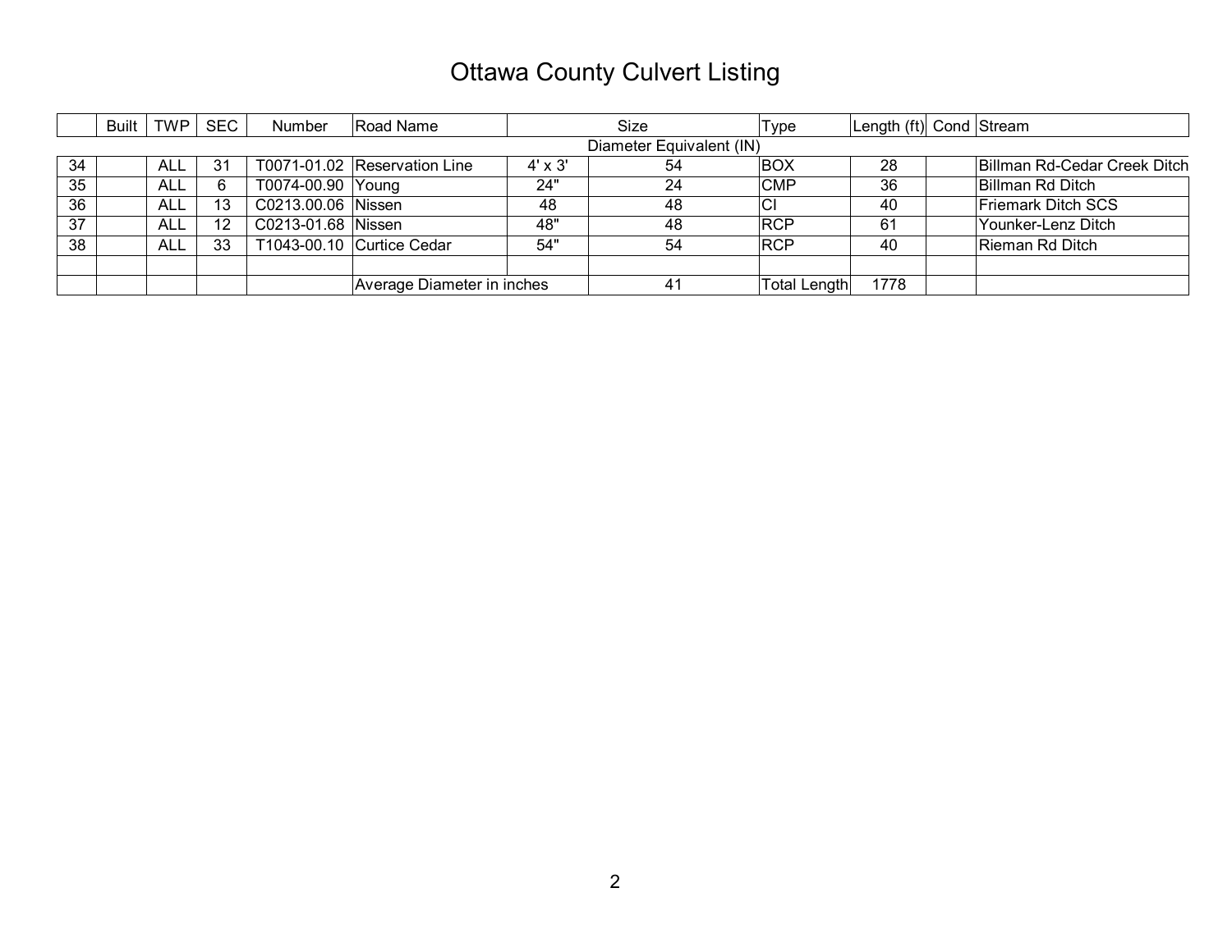# Ottawa County Culvert Listing

| | Built | TWP | SEC | Number | Road Name | Size | Diameter Equivalent (IN) | Type | Length (ft) | Cond | Stream |
|---|---|---|---|---|---|---|---|---|---|---|---|
| 34 | | ALL | 31 | T0071-01.02 | Reservation Line | 4' x 3' | 54 | BOX | 28 | | Billman Rd-Cedar Creek Ditch |
| 35 | | ALL | 6 | T0074-00.90 | Young | 24" | 24 | CMP | 36 | | Billman Rd Ditch |
| 36 | | ALL | 13 | C0213.00.06 | Nissen | 48 | 48 | CI | 40 | | Friemark Ditch SCS |
| 37 | | ALL | 12 | C0213-01.68 | Nissen | 48" | 48 | RCP | 61 | | Younker-Lenz Ditch |
| 38 | | ALL | 33 | T1043-00.10 | Curtice Cedar | 54" | 54 | RCP | 40 | | Rieman Rd Ditch |
| | | | | | | | | | | | |
| | | | | | Average Diameter in inches | | 41 | Total Length | 1778 | | |